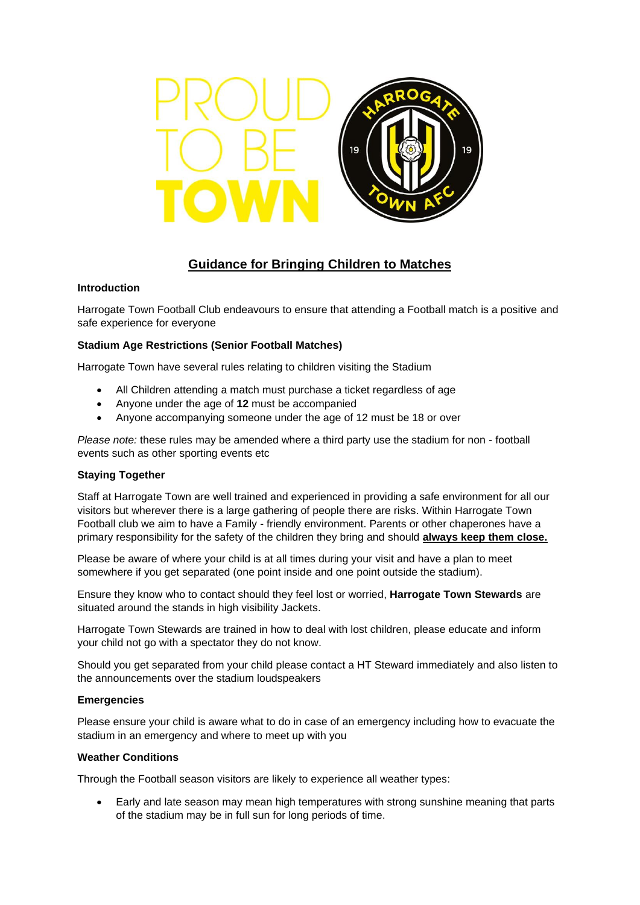# Guidance for Bringing Children to Matches

**Introduction**

Harrogate Town Football Club endeavours to ensure that attending a Football match is a positive and safe experience for everyone

**Stadium Age Restrictions (Senior Football Matches)**

Harrogate Town have several rules relating to children visiting the Stadium

- All Children attending a match must purchase a ticket regardless of age
- Anyone under the age of **12** must be accompanied
- Anyone accompanying someone under the age of 12 must be 18 or over

*Please note:* these rules may be amended where a third party use the stadium for non - football events such as other sporting events etc

**Staying Together**

Staff at Harrogate Town are well trained and experienced in providing a safe environment for all our visitors but wherever there is a large gathering of people there are risks. Within Harrogate Town Football club we aim to have a Family - friendly environment. Parents or other chaperones have a primary responsibility for the safety of the children they bring and should **always keep them close.**

Please be aware of where your child is at all times during your visit and have a plan to meet somewhere if you get separated (one point inside and one point outside the stadium).

Ensure they know who to contact should they feel lost or worried, **Harrogate Town Stewards** are situated around the stands in high visibility Jackets.

Harrogate Town Stewards are trained in how to deal with lost children, please educate and inform your child not go with a spectator they do not know.

Should you get separated from your child please contact a HT Steward immediately and also listen to the announcements over the stadium loudspeakers

**Emergencies**

Please ensure your child is aware what to do in case of an emergency including how to evacuate the stadium in an emergency and where to meet up with you

**Weather Conditions**

Through the Football season visitors are likely to experience all weather types:

- Early and late season may mean high temperatures with strong sunshine meaning that parts of the stadium may be in full sun for long periods of time.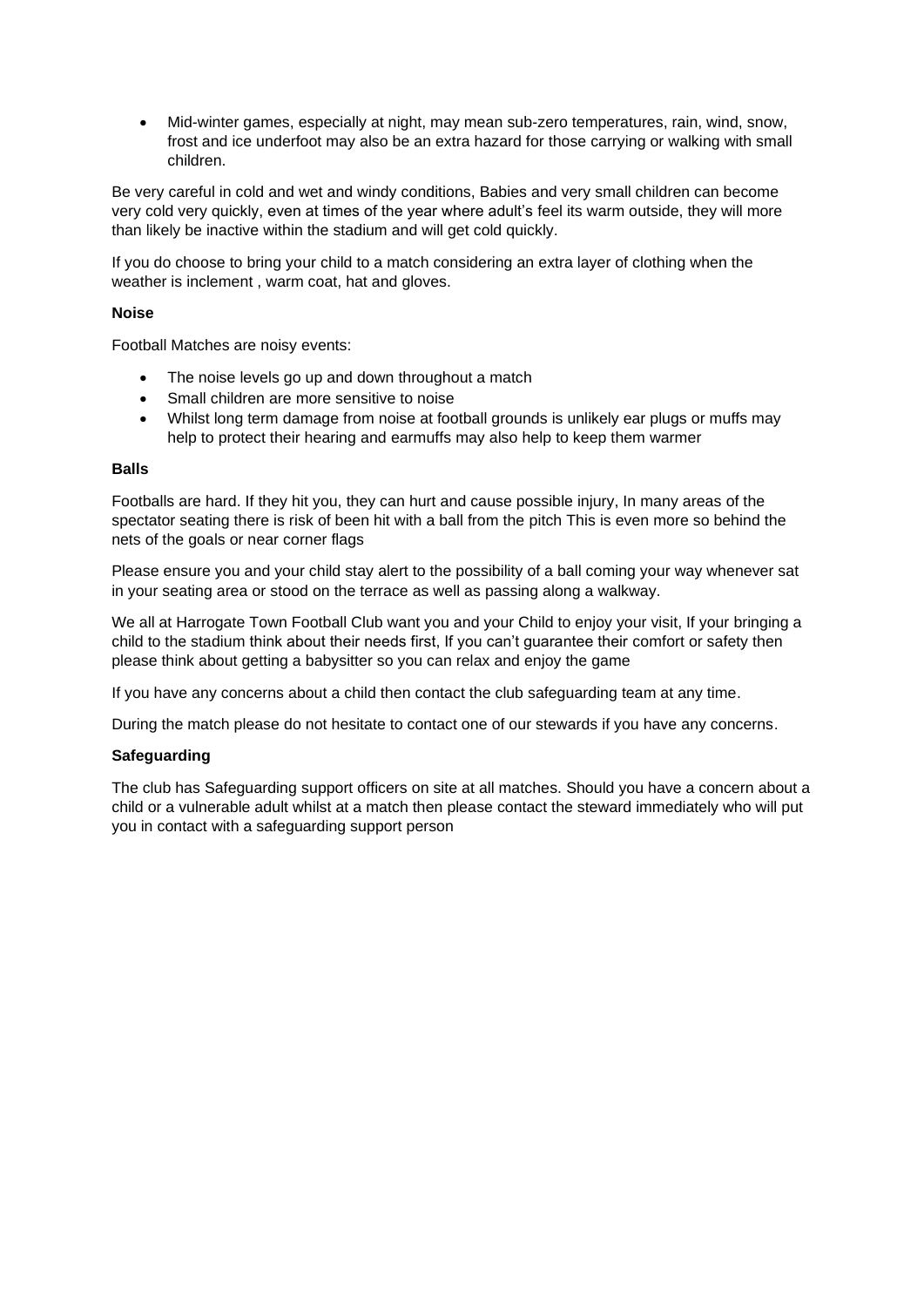- Mid-winter games, especially at night, may mean sub-zero temperatures, rain, wind, snow, frost and ice underfoot may also be an extra hazard for those carrying or walking with small children.

Be very careful in cold and wet and windy conditions, Babies and very small children can become very cold very quickly, even at times of the year where adult's feel its warm outside, they will more than likely be inactive within the stadium and will get cold quickly.

If you do choose to bring your child to a match considering an extra layer of clothing when the weather is inclement , warm coat, hat and gloves.

**Noise**

Football Matches are noisy events:

- The noise levels go up and down throughout a match
- Small children are more sensitive to noise
- Whilst long term damage from noise at football grounds is unlikely ear plugs or muffs may help to protect their hearing and earmuffs may also help to keep them warmer

**Balls**

Footballs are hard. If they hit you, they can hurt and cause possible injury, In many areas of the spectator seating there is risk of been hit with a ball from the pitch This is even more so behind the nets of the goals or near corner flags

Please ensure you and your child stay alert to the possibility of a ball coming your way whenever sat in your seating area or stood on the terrace as well as passing along a walkway.

We all at Harrogate Town Football Club want you and your Child to enjoy your visit, If your bringing a child to the stadium think about their needs first, If you can't guarantee their comfort or safety then please think about getting a babysitter so you can relax and enjoy the game

If you have any concerns about a child then contact the club safeguarding team at any time.

During the match please do not hesitate to contact one of our stewards if you have any concerns.

**Safeguarding**

The club has Safeguarding support officers on site at all matches. Should you have a concern about a child or a vulnerable adult whilst at a match then please contact the steward immediately who will put you in contact with a safeguarding support person